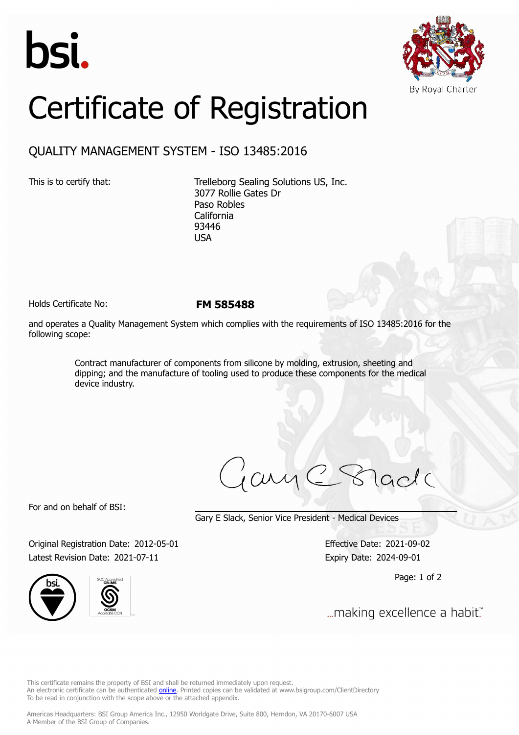bsi.

By Royal Charter

# Certificate of Registration

## QUALITY MANAGEMENT SYSTEM - ISO 13485:2016

This is to certify that:

Trelleborg Sealing Solutions US, Inc.
3077 Rollie Gates Dr
Paso Robles
California
93446
USA

Holds Certificate No: **FM 585488**

and operates a Quality Management System which complies with the requirements of ISO 13485:2016 for the following scope:

> Contract manufacturer of components from silicone by molding, extrusion, sheeting and dipping; and the manufacture of tooling used to produce these components for the medical device industry.

For and on behalf of BSI:

Gary E Slack, Senior Vice President - Medical Devices

Original Registration Date: 2012-05-01
Latest Revision Date: 2021-07-11

Effective Date: 2021-09-02
Expiry Date: 2024-09-01

...making excellence a habit.™

This certificate remains the property of BSI and shall be returned immediately upon request.
An electronic certificate can be authenticated online. Printed copies can be validated at www.bsigroup.com/ClientDirectory
To be read in conjunction with the scope above or the attached appendix.

Americas Headquarters: BSI Group America Inc., 12950 Worldgate Drive, Suite 800, Herndon, VA 20170-6007 USA
A Member of the BSI Group of Companies.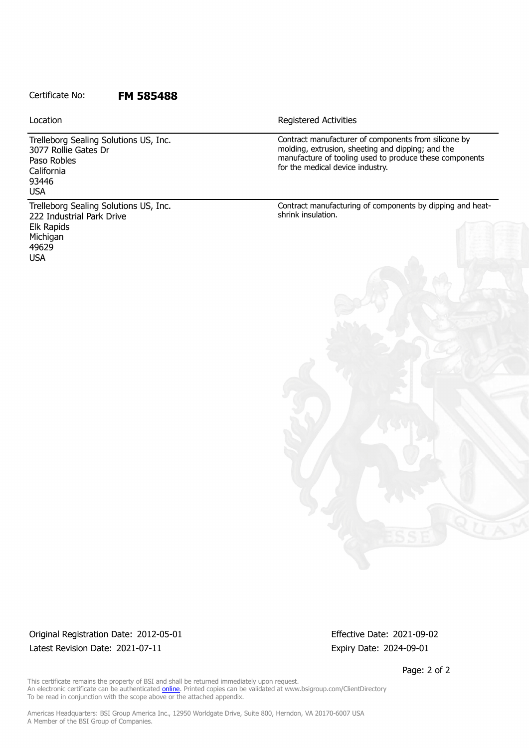Certificate No: **FM 585488**

| Location | Registered Activities |
| --- | --- |
| Trelleborg Sealing Solutions US, Inc.<br>3077 Rollie Gates Dr<br>Paso Robles<br>California<br>93446<br>USA | Contract manufacturer of components from silicone by molding, extrusion, sheeting and dipping; and the manufacture of tooling used to produce these components for the medical device industry. |
| Trelleborg Sealing Solutions US, Inc.<br>222 Industrial Park Drive<br>Elk Rapids<br>Michigan<br>49629<br>USA | Contract manufacturing of components by dipping and heat-shrink insulation. |

Original Registration Date: 2012-05-01

Latest Revision Date: 2021-07-11

Effective Date: 2021-09-02

Expiry Date: 2024-09-01

This certificate remains the property of BSI and shall be returned immediately upon request.
An electronic certificate can be authenticated online. Printed copies can be validated at www.bsigroup.com/ClientDirectory
To be read in conjunction with the scope above or the attached appendix.

Americas Headquarters: BSI Group America Inc., 12950 Worldgate Drive, Suite 800, Herndon, VA 20170-6007 USA
A Member of the BSI Group of Companies.